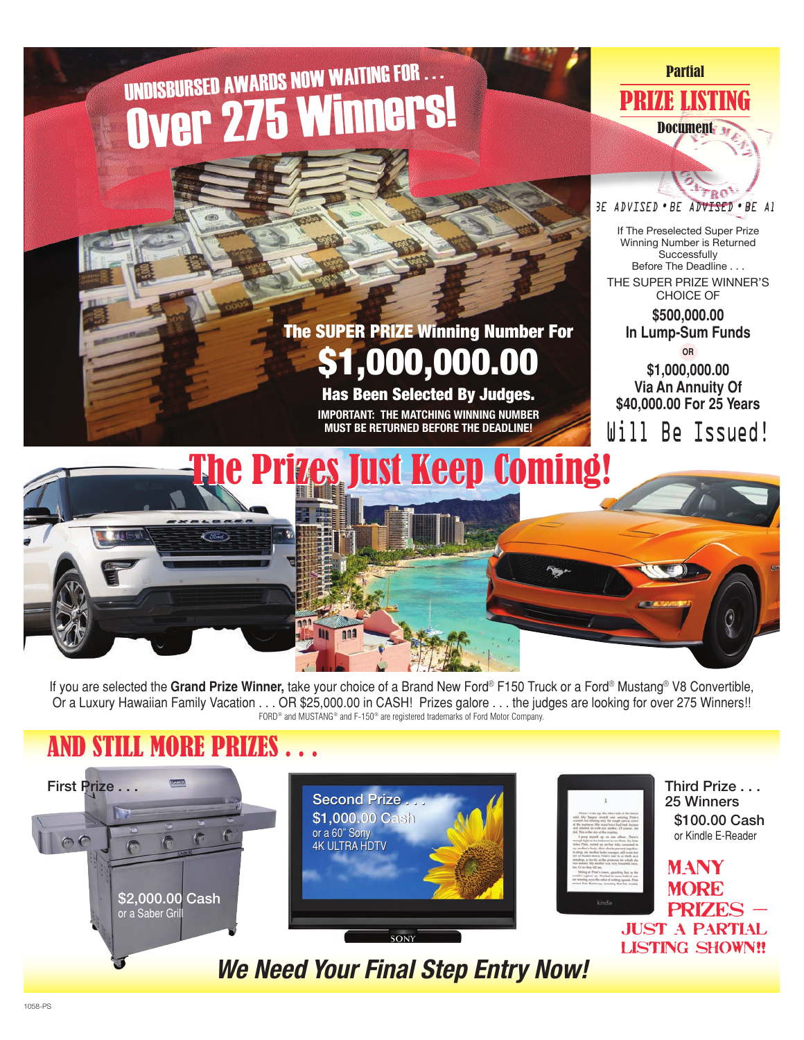# UNDISBURSED AWARDS NOW WAITING FOR . . .

# Over 275 Winners!

**The SUPER PRIZE Winning Number For**

## $1,000,000.00

**Has Been Selected By Judges.**

**IMPORTANT: THE MATCHING WINNING NUMBER MUST BE RETURNED BEFORE THE DEADLINE!**

Partial

**PRIZE LISTING**

Document

BE ADVISED • BE ADVISED • BE AD

If The Preselected Super Prize Winning Number is Returned Successfully Before The Deadline . . .

THE SUPER PRIZE WINNER'S CHOICE OF

**$500,000.00 In Lump-Sum Funds**

OR

**$1,000,000.00 Via An Annuity Of $40,000.00 For 25 Years**

Will Be Issued!

## The Prizes Just Keep Coming!

If you are selected the **Grand Prize Winner,** take your choice of a Brand New Ford® F150 Truck or a Ford® Mustang® V8 Convertible, Or a Luxury Hawaiian Family Vacation . . . OR $25,000.00 in CASH! Prizes galore . . . the judges are looking for over 275 Winners!!

FORD® and MUSTANG® and F-150® are registered trademarks of Ford Motor Company.

## AND STILL MORE PRIZES . . .

First Prize . . .
$2,000.00 Cash
or a Saber Grill

Second Prize . . .
$1,000.00 Cash
or a 60" Sony
4K ULTRA HDTV

Third Prize . . .
25 Winners
$100.00 Cash
or Kindle E-Reader

MANY MORE PRIZES – JUST A PARTIAL LISTING SHOWN!!

***We Need Your Final Step Entry Now!***

1058-PS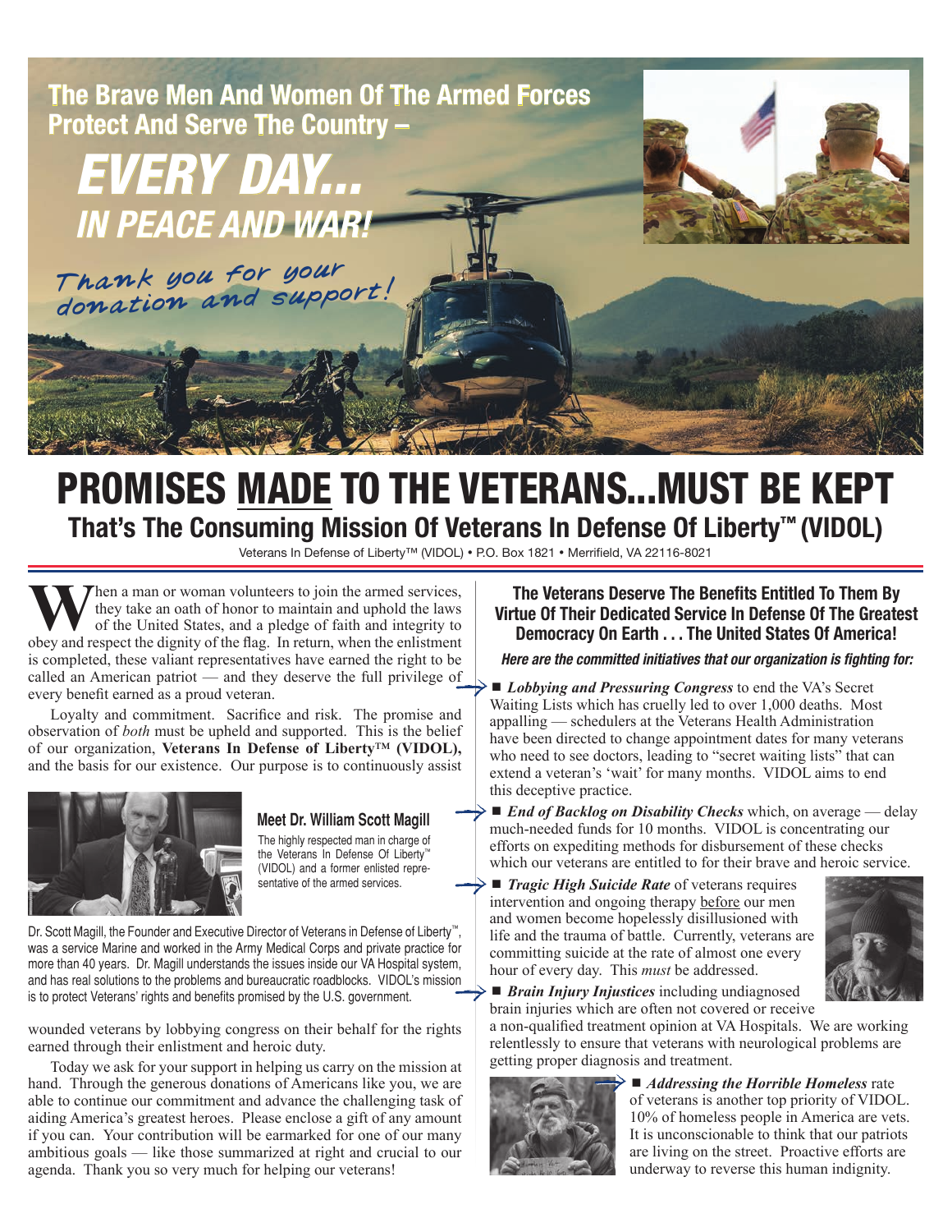**The Brave Men And Women Of The Armed Forces Protect And Serve The Country –**

***EVERY DAY...***
***IN PEACE AND WAR!***

*Thank you for your donation and support!*

# PROMISES MADE TO THE VETERANS...MUST BE KEPT

## That's The Consuming Mission Of Veterans In Defense Of Liberty™ (VIDOL)

Veterans In Defense of Liberty™ (VIDOL) • P.O. Box 1821 • Merrifield, VA 22116-8021

When a man or woman volunteers to join the armed services, they take an oath of honor to maintain and uphold the laws of the United States, and a pledge of faith and integrity to obey and respect the dignity of the flag. In return, when the enlistment is completed, these valiant representatives have earned the right to be called an American patriot — and they deserve the full privilege of every benefit earned as a proud veteran.

Loyalty and commitment. Sacrifice and risk. The promise and observation of *both* must be upheld and supported. This is the belief of our organization, **Veterans In Defense of Liberty™ (VIDOL),** and the basis for our existence. Our purpose is to continuously assist wounded veterans by lobbying congress on their behalf for the rights earned through their enlistment and heroic duty.

**Meet Dr. William Scott Magill**

The highly respected man in charge of the Veterans In Defense Of Liberty™ (VIDOL) and a former enlisted representative of the armed services.

Dr. Scott Magill, the Founder and Executive Director of Veterans in Defense of Liberty™, was a service Marine and worked in the Army Medical Corps and private practice for more than 40 years. Dr. Magill understands the issues inside our VA Hospital system, and has real solutions to the problems and bureaucratic roadblocks. VIDOL's mission is to protect Veterans' rights and benefits promised by the U.S. government.

Today we ask for your support in helping us carry on the mission at hand. Through the generous donations of Americans like you, we are able to continue our commitment and advance the challenging task of aiding America's greatest heroes. Please enclose a gift of any amount if you can. Your contribution will be earmarked for one of our many ambitious goals — like those summarized at right and crucial to our agenda. Thank you so very much for helping our veterans!

### The Veterans Deserve The Benefits Entitled To Them By Virtue Of Their Dedicated Service In Defense Of The Greatest Democracy On Earth . . . The United States Of America!

***Here are the committed initiatives that our organization is fighting for:***

- ***Lobbying and Pressuring Congress*** to end the VA's Secret Waiting Lists which has cruelly led to over 1,000 deaths. Most appalling — schedulers at the Veterans Health Administration have been directed to change appointment dates for many veterans who need to see doctors, leading to "secret waiting lists" that can extend a veteran's 'wait' for many months. VIDOL aims to end this deceptive practice.
- ***End of Backlog on Disability Checks*** which, on average — delay much-needed funds for 10 months. VIDOL is concentrating our efforts on expediting methods for disbursement of these checks which our veterans are entitled to for their brave and heroic service.
- ***Tragic High Suicide Rate*** of veterans requires intervention and ongoing therapy before our men and women become hopelessly disillusioned with life and the trauma of battle. Currently, veterans are committing suicide at the rate of almost one every hour of every day. This *must* be addressed.
- ***Brain Injury Injustices*** including undiagnosed brain injuries which are often not covered or receive a non-qualified treatment opinion at VA Hospitals. We are working relentlessly to ensure that veterans with neurological problems are getting proper diagnosis and treatment.
- ***Addressing the Horrible Homeless*** rate of veterans is another top priority of VIDOL. 10% of homeless people in America are vets. It is unconscionable to think that our patriots are living on the street. Proactive efforts are underway to reverse this human indignity.